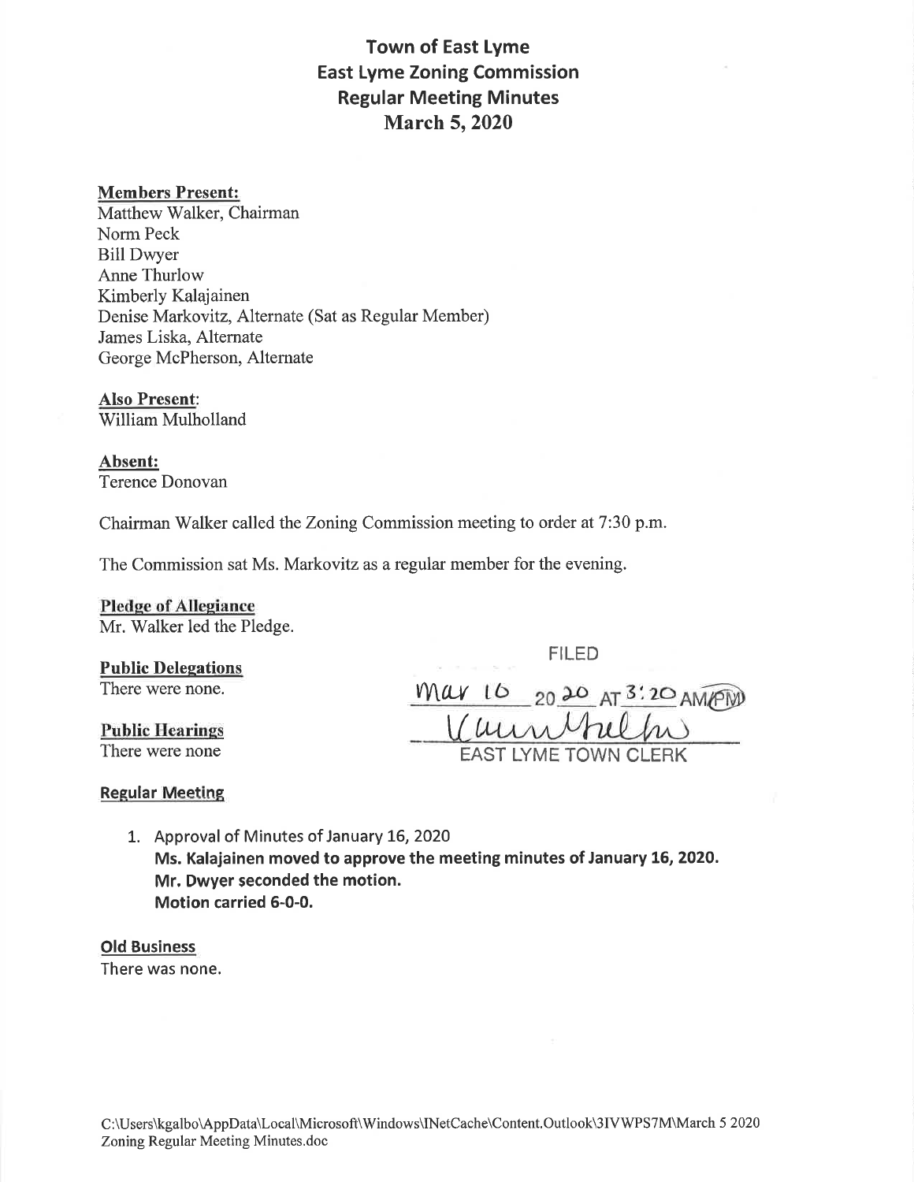# Town of East Lyme
# East Lyme Zoning Commission
# Regular Meeting Minutes
# March 5, 2020

**Members Present:**
Matthew Walker, Chairman
Norm Peck
Bill Dwyer
Anne Thurlow
Kimberly Kalajainen
Denise Markovitz, Alternate (Sat as Regular Member)
James Liska, Alternate
George McPherson, Alternate

**Also Present**:
William Mulholland

**Absent:**
Terence Donovan

Chairman Walker called the Zoning Commission meeting to order at 7:30 p.m.

The Commission sat Ms. Markovitz as a regular member for the evening.

**Pledge of Allegiance**
Mr. Walker led the Pledge.

FILED
Mar 16 2020 AT 3:20 AM/PM
EAST LYME TOWN CLERK

**Public Delegations**
There were none.

**Public Hearings**
There were none

**Regular Meeting**

1. Approval of Minutes of January 16, 2020
   **Ms. Kalajainen moved to approve the meeting minutes of January 16, 2020.**
   **Mr. Dwyer seconded the motion.**
   **Motion carried 6-0-0.**

**Old Business**
There was none.

C:\Users\kgalbo\AppData\Local\Microsoft\Windows\INetCache\Content.Outlook\3IVWPS7M\March 5 2020 Zoning Regular Meeting Minutes.doc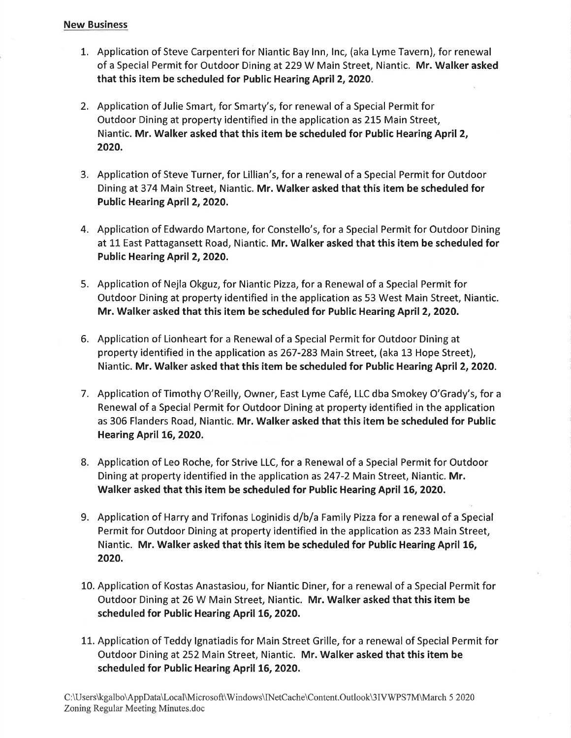**New Business**

1. Application of Steve Carpenteri for Niantic Bay Inn, Inc, (aka Lyme Tavern), for renewal of a Special Permit for Outdoor Dining at 229 W Main Street, Niantic. **Mr. Walker asked that this item be scheduled for Public Hearing April 2, 2020.**

2. Application of Julie Smart, for Smarty's, for renewal of a Special Permit for Outdoor Dining at property identified in the application as 215 Main Street, Niantic. **Mr. Walker asked that this item be scheduled for Public Hearing April 2, 2020.**

3. Application of Steve Turner, for Lillian's, for a renewal of a Special Permit for Outdoor Dining at 374 Main Street, Niantic. **Mr. Walker asked that this item be scheduled for Public Hearing April 2, 2020.**

4. Application of Edwardo Martone, for Constello's, for a Special Permit for Outdoor Dining at 11 East Pattagansett Road, Niantic. **Mr. Walker asked that this item be scheduled for Public Hearing April 2, 2020.**

5. Application of Nejla Okguz, for Niantic Pizza, for a Renewal of a Special Permit for Outdoor Dining at property identified in the application as 53 West Main Street, Niantic. **Mr. Walker asked that this item be scheduled for Public Hearing April 2, 2020.**

6. Application of Lionheart for a Renewal of a Special Permit for Outdoor Dining at property identified in the application as 267-283 Main Street, (aka 13 Hope Street), Niantic. **Mr. Walker asked that this item be scheduled for Public Hearing April 2, 2020.**

7. Application of Timothy O'Reilly, Owner, East Lyme Café, LLC dba Smokey O'Grady's, for a Renewal of a Special Permit for Outdoor Dining at property identified in the application as 306 Flanders Road, Niantic. **Mr. Walker asked that this item be scheduled for Public Hearing April 16, 2020.**

8. Application of Leo Roche, for Strive LLC, for a Renewal of a Special Permit for Outdoor Dining at property identified in the application as 247-2 Main Street, Niantic. **Mr. Walker asked that this item be scheduled for Public Hearing April 16, 2020.**

9. Application of Harry and Trifonas Loginidis d/b/a Family Pizza for a renewal of a Special Permit for Outdoor Dining at property identified in the application as 233 Main Street, Niantic. **Mr. Walker asked that this item be scheduled for Public Hearing April 16, 2020.**

10. Application of Kostas Anastasiou, for Niantic Diner, for a renewal of a Special Permit for Outdoor Dining at 26 W Main Street, Niantic. **Mr. Walker asked that this item be scheduled for Public Hearing April 16, 2020.**

11. Application of Teddy Ignatiadis for Main Street Grille, for a renewal of Special Permit for Outdoor Dining at 252 Main Street, Niantic. **Mr. Walker asked that this item be scheduled for Public Hearing April 16, 2020.**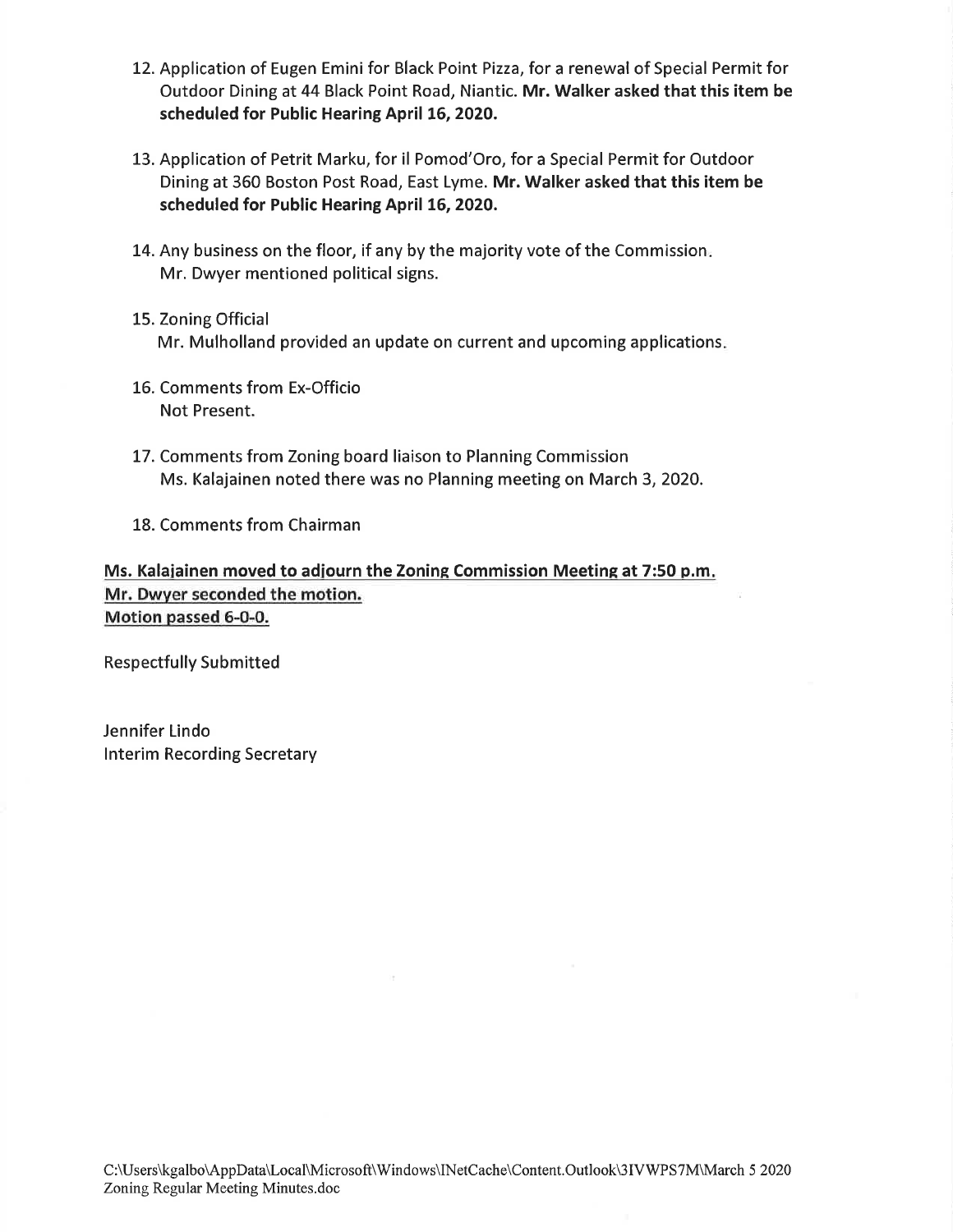12. Application of Eugen Emini for Black Point Pizza, for a renewal of Special Permit for Outdoor Dining at 44 Black Point Road, Niantic. **Mr. Walker asked that this item be scheduled for Public Hearing April 16, 2020.**

13. Application of Petrit Marku, for il Pomod'Oro, for a Special Permit for Outdoor Dining at 360 Boston Post Road, East Lyme. **Mr. Walker asked that this item be scheduled for Public Hearing April 16, 2020.**

14. Any business on the floor, if any by the majority vote of the Commission.
    Mr. Dwyer mentioned political signs.

15. Zoning Official
    Mr. Mulholland provided an update on current and upcoming applications.

16. Comments from Ex-Officio
    Not Present.

17. Comments from Zoning board liaison to Planning Commission
    Ms. Kalajainen noted there was no Planning meeting on March 3, 2020.

18. Comments from Chairman

**Ms. Kalajainen moved to adjourn the Zoning Commission Meeting at 7:50 p.m.**
**Mr. Dwyer seconded the motion.**
**Motion passed 6-0-0.**

Respectfully Submitted

Jennifer Lindo
Interim Recording Secretary

C:\Users\kgalbo\AppData\Local\Microsoft\Windows\INetCache\Content.Outlook\3IVWPS7M\March 5 2020 Zoning Regular Meeting Minutes.doc